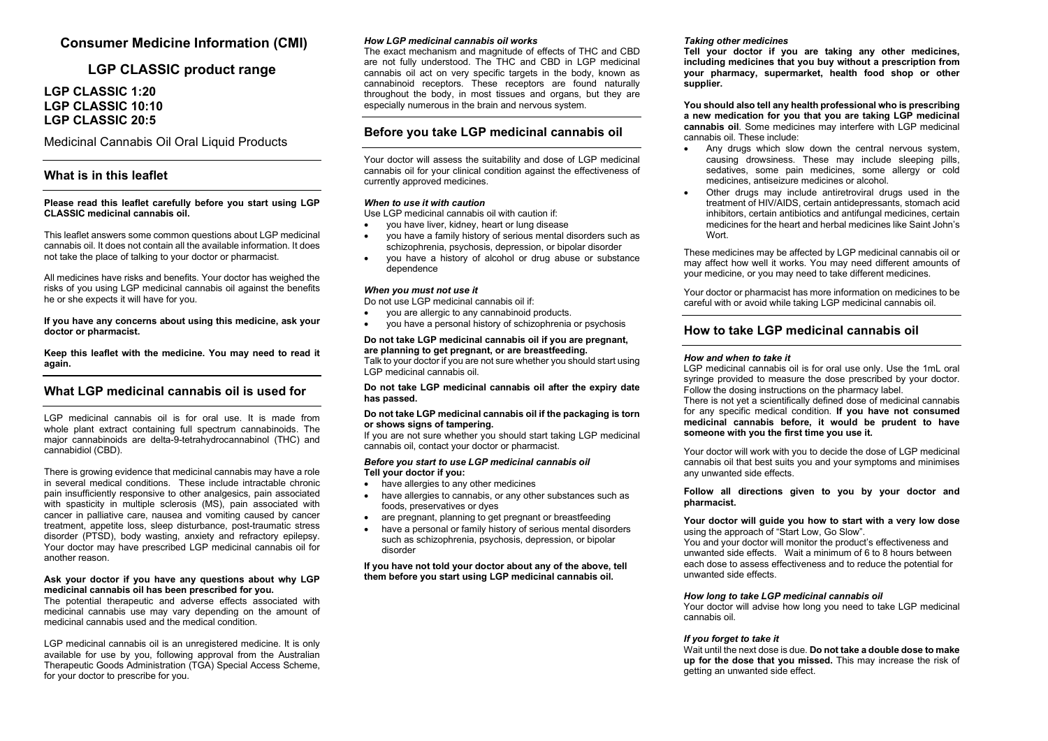# Consumer Medicine Information (CMI)

# LGP CLASSIC product range

## LGP CLASSIC 1:20
## LGP CLASSIC 10:10
## LGP CLASSIC 20:5

Medicinal Cannabis Oil Oral Liquid Products

## What is in this leaflet

**Please read this leaflet carefully before you start using LGP CLASSIC medicinal cannabis oil.**

This leaflet answers some common questions about LGP medicinal cannabis oil. It does not contain all the available information. It does not take the place of talking to your doctor or pharmacist.

All medicines have risks and benefits. Your doctor has weighed the risks of you using LGP medicinal cannabis oil against the benefits he or she expects it will have for you.

**If you have any concerns about using this medicine, ask your doctor or pharmacist.**

**Keep this leaflet with the medicine. You may need to read it again.**

## What LGP medicinal cannabis oil is used for

LGP medicinal cannabis oil is for oral use. It is made from whole plant extract containing full spectrum cannabinoids. The major cannabinoids are delta-9-tetrahydrocannabinol (THC) and cannabidiol (CBD).

There is growing evidence that medicinal cannabis may have a role in several medical conditions. These include intractable chronic pain insufficiently responsive to other analgesics, pain associated with spasticity in multiple sclerosis (MS), pain associated with cancer in palliative care, nausea and vomiting caused by cancer treatment, appetite loss, sleep disturbance, post-traumatic stress disorder (PTSD), body wasting, anxiety and refractory epilepsy. Your doctor may have prescribed LGP medicinal cannabis oil for another reason.

**Ask your doctor if you have any questions about why LGP medicinal cannabis oil has been prescribed for you.**

The potential therapeutic and adverse effects associated with medicinal cannabis use may vary depending on the amount of medicinal cannabis used and the medical condition.

LGP medicinal cannabis oil is an unregistered medicine. It is only available for use by you, following approval from the Australian Therapeutic Goods Administration (TGA) Special Access Scheme, for your doctor to prescribe for you.

### *How LGP medicinal cannabis oil works*

The exact mechanism and magnitude of effects of THC and CBD are not fully understood. The THC and CBD in LGP medicinal cannabis oil act on very specific targets in the body, known as cannabinoid receptors. These receptors are found naturally throughout the body, in most tissues and organs, but they are especially numerous in the brain and nervous system.

## Before you take LGP medicinal cannabis oil

Your doctor will assess the suitability and dose of LGP medicinal cannabis oil for your clinical condition against the effectiveness of currently approved medicines.

### *When to use it with caution*

Use LGP medicinal cannabis oil with caution if:

- you have liver, kidney, heart or lung disease
- you have a family history of serious mental disorders such as schizophrenia, psychosis, depression, or bipolar disorder
- you have a history of alcohol or drug abuse or substance dependence

### *When you must not use it*

Do not use LGP medicinal cannabis oil if:

- you are allergic to any cannabinoid products.
- you have a personal history of schizophrenia or psychosis

**Do not take LGP medicinal cannabis oil if you are pregnant, are planning to get pregnant, or are breastfeeding.**

Talk to your doctor if you are not sure whether you should start using LGP medicinal cannabis oil.

**Do not take LGP medicinal cannabis oil after the expiry date has passed.**

**Do not take LGP medicinal cannabis oil if the packaging is torn or shows signs of tampering.**

If you are not sure whether you should start taking LGP medicinal cannabis oil, contact your doctor or pharmacist.

### *Before you start to use LGP medicinal cannabis oil*

**Tell your doctor if you:**

- have allergies to any other medicines
- have allergies to cannabis, or any other substances such as foods, preservatives or dyes
- are pregnant, planning to get pregnant or breastfeeding
- have a personal or family history of serious mental disorders such as schizophrenia, psychosis, depression, or bipolar disorder

**If you have not told your doctor about any of the above, tell them before you start using LGP medicinal cannabis oil.**

### *Taking other medicines*

**Tell your doctor if you are taking any other medicines, including medicines that you buy without a prescription from your pharmacy, supermarket, health food shop or other supplier.**

**You should also tell any health professional who is prescribing a new medication for you that you are taking LGP medicinal cannabis oil**. Some medicines may interfere with LGP medicinal cannabis oil. These include:

- Any drugs which slow down the central nervous system, causing drowsiness. These may include sleeping pills, sedatives, some pain medicines, some allergy or cold medicines, antiseizure medicines or alcohol.
- Other drugs may include antiretroviral drugs used in the treatment of HIV/AIDS, certain antidepressants, stomach acid inhibitors, certain antibiotics and antifungal medicines, certain medicines for the heart and herbal medicines like Saint John's Wort.

These medicines may be affected by LGP medicinal cannabis oil or may affect how well it works. You may need different amounts of your medicine, or you may need to take different medicines.

Your doctor or pharmacist has more information on medicines to be careful with or avoid while taking LGP medicinal cannabis oil.

## How to take LGP medicinal cannabis oil

### *How and when to take it*

LGP medicinal cannabis oil is for oral use only. Use the 1mL oral syringe provided to measure the dose prescribed by your doctor. Follow the dosing instructions on the pharmacy label.

There is not yet a scientifically defined dose of medicinal cannabis for any specific medical condition. **If you have not consumed medicinal cannabis before, it would be prudent to have someone with you the first time you use it.**

Your doctor will work with you to decide the dose of LGP medicinal cannabis oil that best suits you and your symptoms and minimises any unwanted side effects.

**Follow all directions given to you by your doctor and pharmacist.**

**Your doctor will guide you how to start with a very low dose** using the approach of "Start Low, Go Slow".

You and your doctor will monitor the product's effectiveness and unwanted side effects. Wait a minimum of 6 to 8 hours between each dose to assess effectiveness and to reduce the potential for unwanted side effects.

### *How long to take LGP medicinal cannabis oil*

Your doctor will advise how long you need to take LGP medicinal cannabis oil.

### *If you forget to take it*

Wait until the next dose is due. **Do not take a double dose to make up for the dose that you missed.** This may increase the risk of getting an unwanted side effect.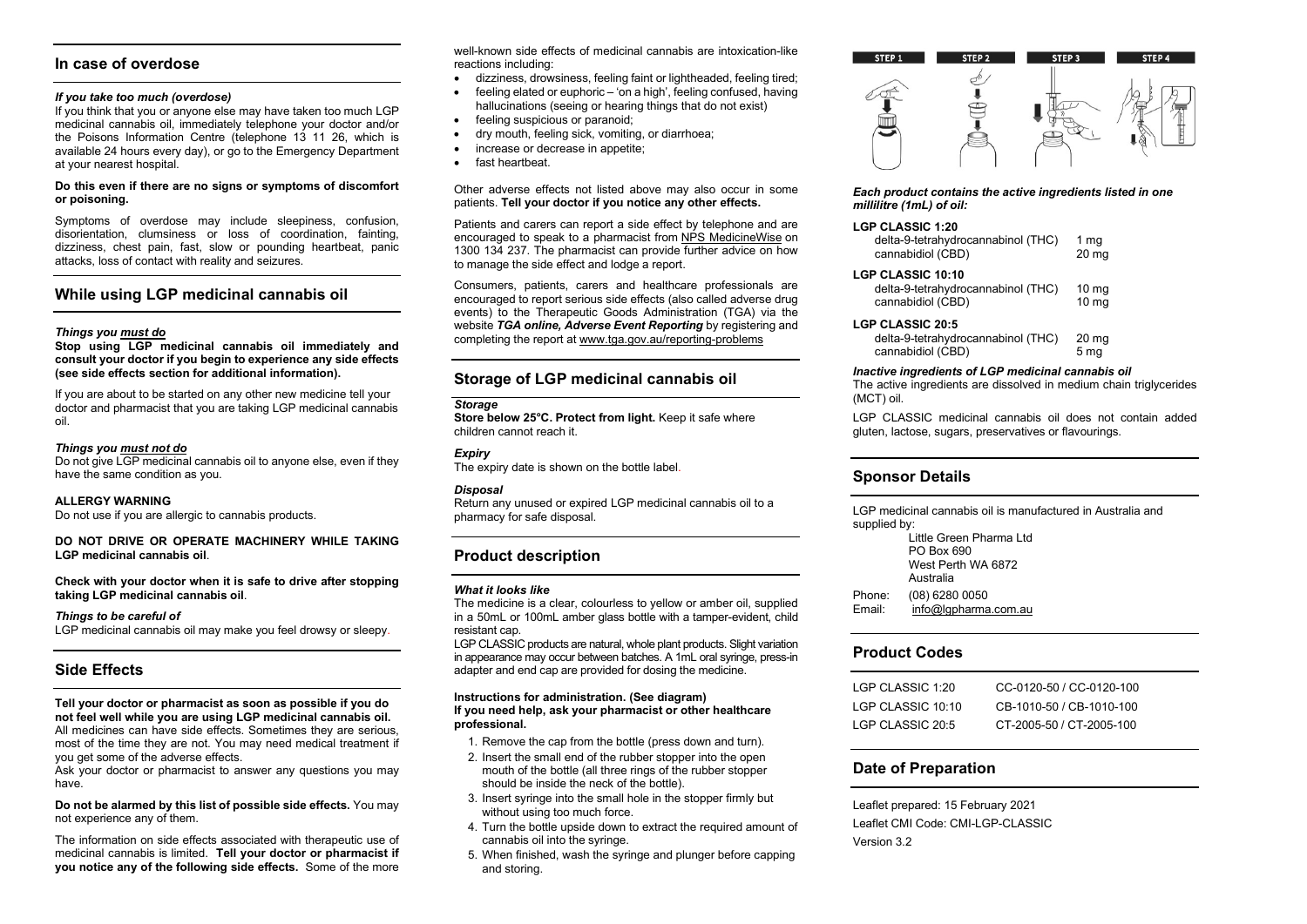## In case of overdose

### *If you take too much (overdose)*

If you think that you or anyone else may have taken too much LGP medicinal cannabis oil, immediately telephone your doctor and/or the Poisons Information Centre (telephone 13 11 26, which is available 24 hours every day), or go to the Emergency Department at your nearest hospital.

**Do this even if there are no signs or symptoms of discomfort or poisoning.**

Symptoms of overdose may include sleepiness, confusion, disorientation, clumsiness or loss of coordination, fainting, dizziness, chest pain, fast, slow or pounding heartbeat, panic attacks, loss of contact with reality and seizures.

## While using LGP medicinal cannabis oil

### *Things you must do*

**Stop using LGP medicinal cannabis oil immediately and consult your doctor if you begin to experience any side effects (see side effects section for additional information).**

If you are about to be started on any other new medicine tell your doctor and pharmacist that you are taking LGP medicinal cannabis oil.

### *Things you must not do*

Do not give LGP medicinal cannabis oil to anyone else, even if they have the same condition as you.

**ALLERGY WARNING**

Do not use if you are allergic to cannabis products.

**DO NOT DRIVE OR OPERATE MACHINERY WHILE TAKING LGP medicinal cannabis oil**.

**Check with your doctor when it is safe to drive after stopping taking LGP medicinal cannabis oil**.

### *Things to be careful of*

LGP medicinal cannabis oil may make you feel drowsy or sleepy.

## Side Effects

**Tell your doctor or pharmacist as soon as possible if you do not feel well while you are using LGP medicinal cannabis oil.** All medicines can have side effects. Sometimes they are serious, most of the time they are not. You may need medical treatment if you get some of the adverse effects.

Ask your doctor or pharmacist to answer any questions you may have.

**Do not be alarmed by this list of possible side effects.** You may not experience any of them.

The information on side effects associated with therapeutic use of medicinal cannabis is limited. **Tell your doctor or pharmacist if you notice any of the following side effects.** Some of the more well-known side effects of medicinal cannabis are intoxication-like reactions including:

- dizziness, drowsiness, feeling faint or lightheaded, feeling tired;
- feeling elated or euphoric – 'on a high', feeling confused, having hallucinations (seeing or hearing things that do not exist)
- feeling suspicious or paranoid;
- dry mouth, feeling sick, vomiting, or diarrhoea;
- increase or decrease in appetite;
- fast heartbeat.

Other adverse effects not listed above may also occur in some patients. **Tell your doctor if you notice any other effects.**

Patients and carers can report a side effect by telephone and are encouraged to speak to a pharmacist from NPS MedicineWise on 1300 134 237. The pharmacist can provide further advice on how to manage the side effect and lodge a report.

Consumers, patients, carers and healthcare professionals are encouraged to report serious side effects (also called adverse drug events) to the Therapeutic Goods Administration (TGA) via the website ***TGA online, Adverse Event Reporting*** by registering and completing the report at www.tga.gov.au/reporting-problems

## Storage of LGP medicinal cannabis oil

### *Storage*

**Store below 25°C. Protect from light.** Keep it safe where children cannot reach it.

### *Expiry*

The expiry date is shown on the bottle label.

### *Disposal*

Return any unused or expired LGP medicinal cannabis oil to a pharmacy for safe disposal.

## Product description

### *What it looks like*

The medicine is a clear, colourless to yellow or amber oil, supplied in a 50mL or 100mL amber glass bottle with a tamper-evident, child resistant cap.

LGP CLASSIC products are natural, whole plant products. Slight variation in appearance may occur between batches. A 1mL oral syringe, press-in adapter and end cap are provided for dosing the medicine.

**Instructions for administration. (See diagram)**
**If you need help, ask your pharmacist or other healthcare professional.**

1. Remove the cap from the bottle (press down and turn).
2. Insert the small end of the rubber stopper into the open mouth of the bottle (all three rings of the rubber stopper should be inside the neck of the bottle).
3. Insert syringe into the small hole in the stopper firmly but without using too much force.
4. Turn the bottle upside down to extract the required amount of cannabis oil into the syringe.
5. When finished, wash the syringe and plunger before capping and storing.

STEP 1 STEP 2 STEP 3 STEP 4

***Each product contains the active ingredients listed in one millilitre (1mL) of oil:***

**LGP CLASSIC 1:20**

| | |
|---|---|
| delta-9-tetrahydrocannabinol (THC) | 1 mg |
| cannabidiol (CBD) | 20 mg |

**LGP CLASSIC 10:10**

| | |
|---|---|
| delta-9-tetrahydrocannabinol (THC) | 10 mg |
| cannabidiol (CBD) | 10 mg |

**LGP CLASSIC 20:5**

| | |
|---|---|
| delta-9-tetrahydrocannabinol (THC) | 20 mg |
| cannabidiol (CBD) | 5 mg |

***Inactive ingredients of LGP medicinal cannabis oil***

The active ingredients are dissolved in medium chain triglycerides (MCT) oil.

LGP CLASSIC medicinal cannabis oil does not contain added gluten, lactose, sugars, preservatives or flavourings.

## Sponsor Details

LGP medicinal cannabis oil is manufactured in Australia and supplied by:

Little Green Pharma Ltd
PO Box 690
West Perth WA 6872
Australia

Phone: (08) 6280 0050
Email: info@lgpharma.com.au

## Product Codes

| | |
|---|---|
| LGP CLASSIC 1:20 | CC-0120-50 / CC-0120-100 |
| LGP CLASSIC 10:10 | CB-1010-50 / CB-1010-100 |
| LGP CLASSIC 20:5 | CT-2005-50 / CT-2005-100 |

## Date of Preparation

Leaflet prepared: 15 February 2021
Leaflet CMI Code: CMI-LGP-CLASSIC
Version 3.2